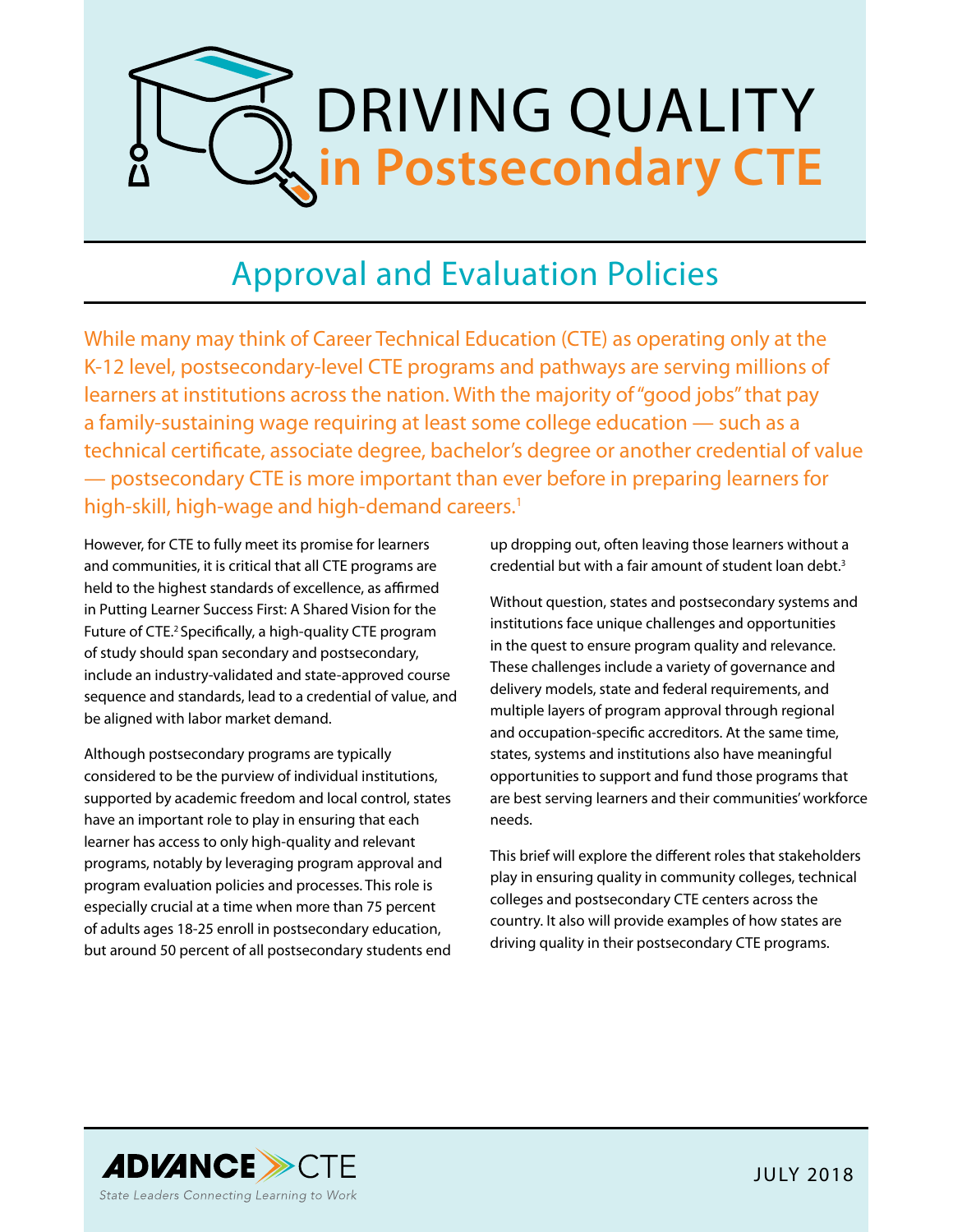# DRIVING QUALITY in Postsecondary CTE

## Approval and Evaluation Policies

While many may think of Career Technical Education (CTE) as operating only at the K-12 level, postsecondary-level CTE programs and pathways are serving millions of learners at institutions across the nation. With the majority of "good jobs" that pay a family-sustaining wage requiring at least some college education — such as a technical certificate, associate degree, bachelor's degree or another credential of value — postsecondary CTE is more important than ever before in preparing learners for high-skill, high-wage and high-demand careers.[1]

However, for CTE to fully meet its promise for learners and communities, it is critical that all CTE programs are held to the highest standards of excellence, as affirmed in Putting Learner Success First: A Shared Vision for the Future of CTE.[2] Specifically, a high-quality CTE program of study should span secondary and postsecondary, include an industry-validated and state-approved course sequence and standards, lead to a credential of value, and be aligned with labor market demand.

Although postsecondary programs are typically considered to be the purview of individual institutions, supported by academic freedom and local control, states have an important role to play in ensuring that each learner has access to only high-quality and relevant programs, notably by leveraging program approval and program evaluation policies and processes. This role is especially crucial at a time when more than 75 percent of adults ages 18-25 enroll in postsecondary education, but around 50 percent of all postsecondary students end up dropping out, often leaving those learners without a credential but with a fair amount of student loan debt.[3]

Without question, states and postsecondary systems and institutions face unique challenges and opportunities in the quest to ensure program quality and relevance. These challenges include a variety of governance and delivery models, state and federal requirements, and multiple layers of program approval through regional and occupation-specific accreditors. At the same time, states, systems and institutions also have meaningful opportunities to support and fund those programs that are best serving learners and their communities' workforce needs.

This brief will explore the different roles that stakeholders play in ensuring quality in community colleges, technical colleges and postsecondary CTE centers across the country. It also will provide examples of how states are driving quality in their postsecondary CTE programs.

ADVANCE CTE — State Leaders Connecting Learning to Work

JULY 2018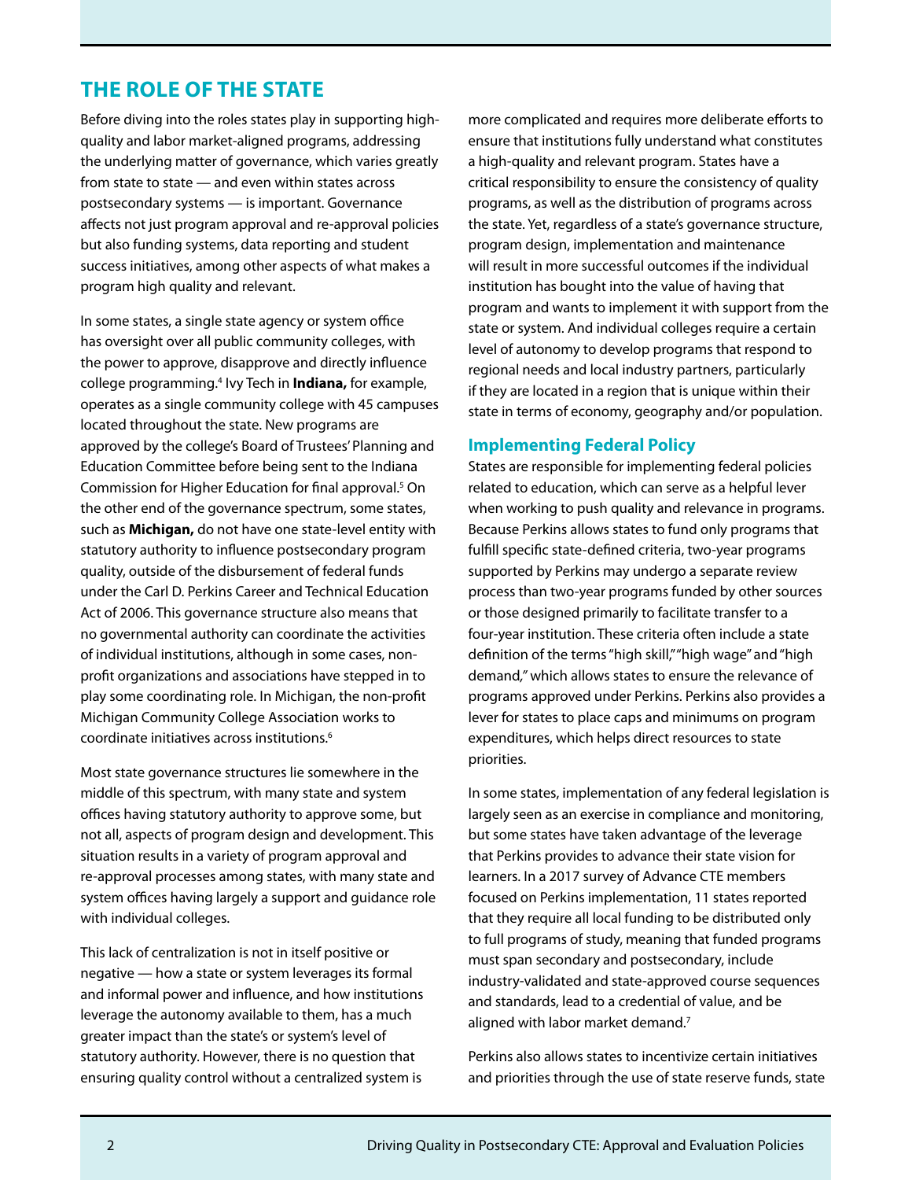## THE ROLE OF THE STATE

Before diving into the roles states play in supporting high-quality and labor market-aligned programs, addressing the underlying matter of governance, which varies greatly from state to state — and even within states across postsecondary systems — is important. Governance affects not just program approval and re-approval policies but also funding systems, data reporting and student success initiatives, among other aspects of what makes a program high quality and relevant.

In some states, a single state agency or system office has oversight over all public community colleges, with the power to approve, disapprove and directly influence college programming.[4] Ivy Tech in **Indiana,** for example, operates as a single community college with 45 campuses located throughout the state. New programs are approved by the college's Board of Trustees' Planning and Education Committee before being sent to the Indiana Commission for Higher Education for final approval.[5] On the other end of the governance spectrum, some states, such as **Michigan,** do not have one state-level entity with statutory authority to influence postsecondary program quality, outside of the disbursement of federal funds under the Carl D. Perkins Career and Technical Education Act of 2006. This governance structure also means that no governmental authority can coordinate the activities of individual institutions, although in some cases, non-profit organizations and associations have stepped in to play some coordinating role. In Michigan, the non-profit Michigan Community College Association works to coordinate initiatives across institutions.[6]

Most state governance structures lie somewhere in the middle of this spectrum, with many state and system offices having statutory authority to approve some, but not all, aspects of program design and development. This situation results in a variety of program approval and re-approval processes among states, with many state and system offices having largely a support and guidance role with individual colleges.

This lack of centralization is not in itself positive or negative — how a state or system leverages its formal and informal power and influence, and how institutions leverage the autonomy available to them, has a much greater impact than the state's or system's level of statutory authority. However, there is no question that ensuring quality control without a centralized system is more complicated and requires more deliberate efforts to ensure that institutions fully understand what constitutes a high-quality and relevant program. States have a critical responsibility to ensure the consistency of quality programs, as well as the distribution of programs across the state. Yet, regardless of a state's governance structure, program design, implementation and maintenance will result in more successful outcomes if the individual institution has bought into the value of having that program and wants to implement it with support from the state or system. And individual colleges require a certain level of autonomy to develop programs that respond to regional needs and local industry partners, particularly if they are located in a region that is unique within their state in terms of economy, geography and/or population.

### Implementing Federal Policy

States are responsible for implementing federal policies related to education, which can serve as a helpful lever when working to push quality and relevance in programs. Because Perkins allows states to fund only programs that fulfill specific state-defined criteria, two-year programs supported by Perkins may undergo a separate review process than two-year programs funded by other sources or those designed primarily to facilitate transfer to a four-year institution. These criteria often include a state definition of the terms "high skill," "high wage" and "high demand," which allows states to ensure the relevance of programs approved under Perkins. Perkins also provides a lever for states to place caps and minimums on program expenditures, which helps direct resources to state priorities.

In some states, implementation of any federal legislation is largely seen as an exercise in compliance and monitoring, but some states have taken advantage of the leverage that Perkins provides to advance their state vision for learners. In a 2017 survey of Advance CTE members focused on Perkins implementation, 11 states reported that they require all local funding to be distributed only to full programs of study, meaning that funded programs must span secondary and postsecondary, include industry-validated and state-approved course sequences and standards, lead to a credential of value, and be aligned with labor market demand.[7]

Perkins also allows states to incentivize certain initiatives and priorities through the use of state reserve funds, state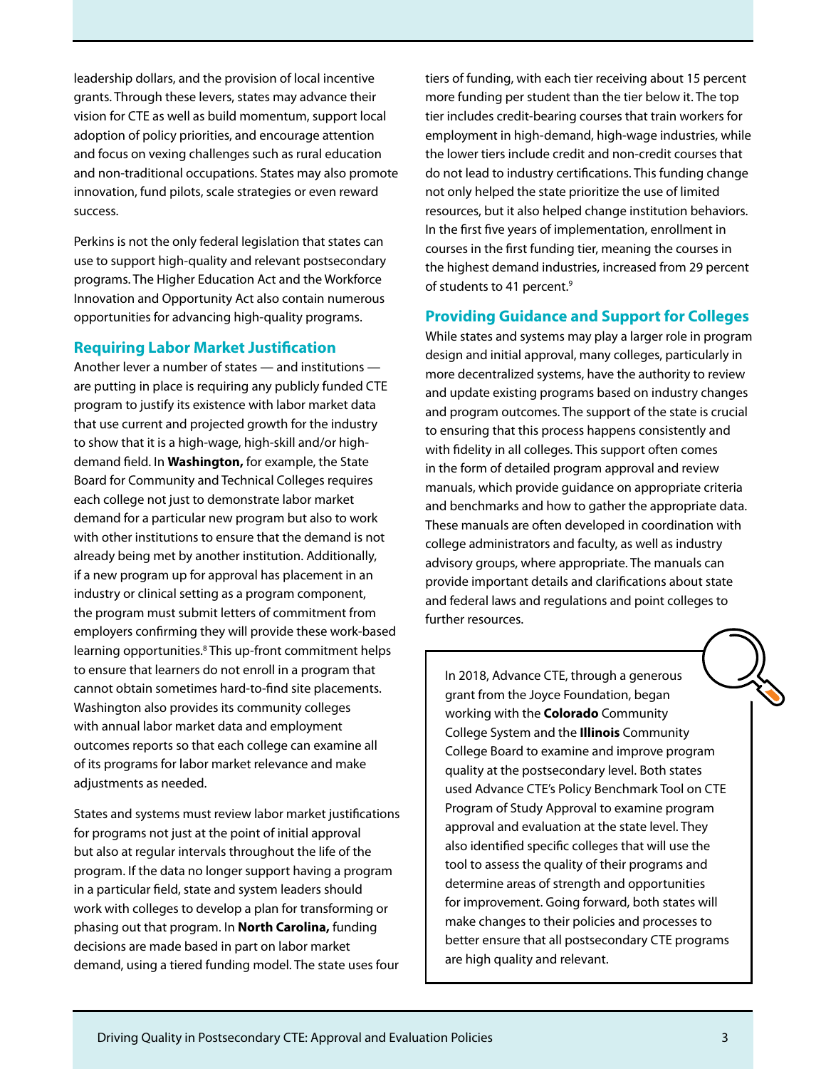leadership dollars, and the provision of local incentive grants. Through these levers, states may advance their vision for CTE as well as build momentum, support local adoption of policy priorities, and encourage attention and focus on vexing challenges such as rural education and non-traditional occupations. States may also promote innovation, fund pilots, scale strategies or even reward success.

Perkins is not the only federal legislation that states can use to support high-quality and relevant postsecondary programs. The Higher Education Act and the Workforce Innovation and Opportunity Act also contain numerous opportunities for advancing high-quality programs.

## Requiring Labor Market Justification

Another lever a number of states — and institutions — are putting in place is requiring any publicly funded CTE program to justify its existence with labor market data that use current and projected growth for the industry to show that it is a high-wage, high-skill and/or high-demand field. In **Washington,** for example, the State Board for Community and Technical Colleges requires each college not just to demonstrate labor market demand for a particular new program but also to work with other institutions to ensure that the demand is not already being met by another institution. Additionally, if a new program up for approval has placement in an industry or clinical setting as a program component, the program must submit letters of commitment from employers confirming they will provide these work-based learning opportunities.[8] This up-front commitment helps to ensure that learners do not enroll in a program that cannot obtain sometimes hard-to-find site placements. Washington also provides its community colleges with annual labor market data and employment outcomes reports so that each college can examine all of its programs for labor market relevance and make adjustments as needed.

States and systems must review labor market justifications for programs not just at the point of initial approval but also at regular intervals throughout the life of the program. If the data no longer support having a program in a particular field, state and system leaders should work with colleges to develop a plan for transforming or phasing out that program. In **North Carolina,** funding decisions are made based in part on labor market demand, using a tiered funding model. The state uses four tiers of funding, with each tier receiving about 15 percent more funding per student than the tier below it. The top tier includes credit-bearing courses that train workers for employment in high-demand, high-wage industries, while the lower tiers include credit and non-credit courses that do not lead to industry certifications. This funding change not only helped the state prioritize the use of limited resources, but it also helped change institution behaviors. In the first five years of implementation, enrollment in courses in the first funding tier, meaning the courses in the highest demand industries, increased from 29 percent of students to 41 percent.[9]

## Providing Guidance and Support for Colleges

While states and systems may play a larger role in program design and initial approval, many colleges, particularly in more decentralized systems, have the authority to review and update existing programs based on industry changes and program outcomes. The support of the state is crucial to ensuring that this process happens consistently and with fidelity in all colleges. This support often comes in the form of detailed program approval and review manuals, which provide guidance on appropriate criteria and benchmarks and how to gather the appropriate data. These manuals are often developed in coordination with college administrators and faculty, as well as industry advisory groups, where appropriate. The manuals can provide important details and clarifications about state and federal laws and regulations and point colleges to further resources.

> In 2018, Advance CTE, through a generous grant from the Joyce Foundation, began working with the **Colorado** Community College System and the **Illinois** Community College Board to examine and improve program quality at the postsecondary level. Both states used Advance CTE's Policy Benchmark Tool on CTE Program of Study Approval to examine program approval and evaluation at the state level. They also identified specific colleges that will use the tool to assess the quality of their programs and determine areas of strength and opportunities for improvement. Going forward, both states will make changes to their policies and processes to better ensure that all postsecondary CTE programs are high quality and relevant.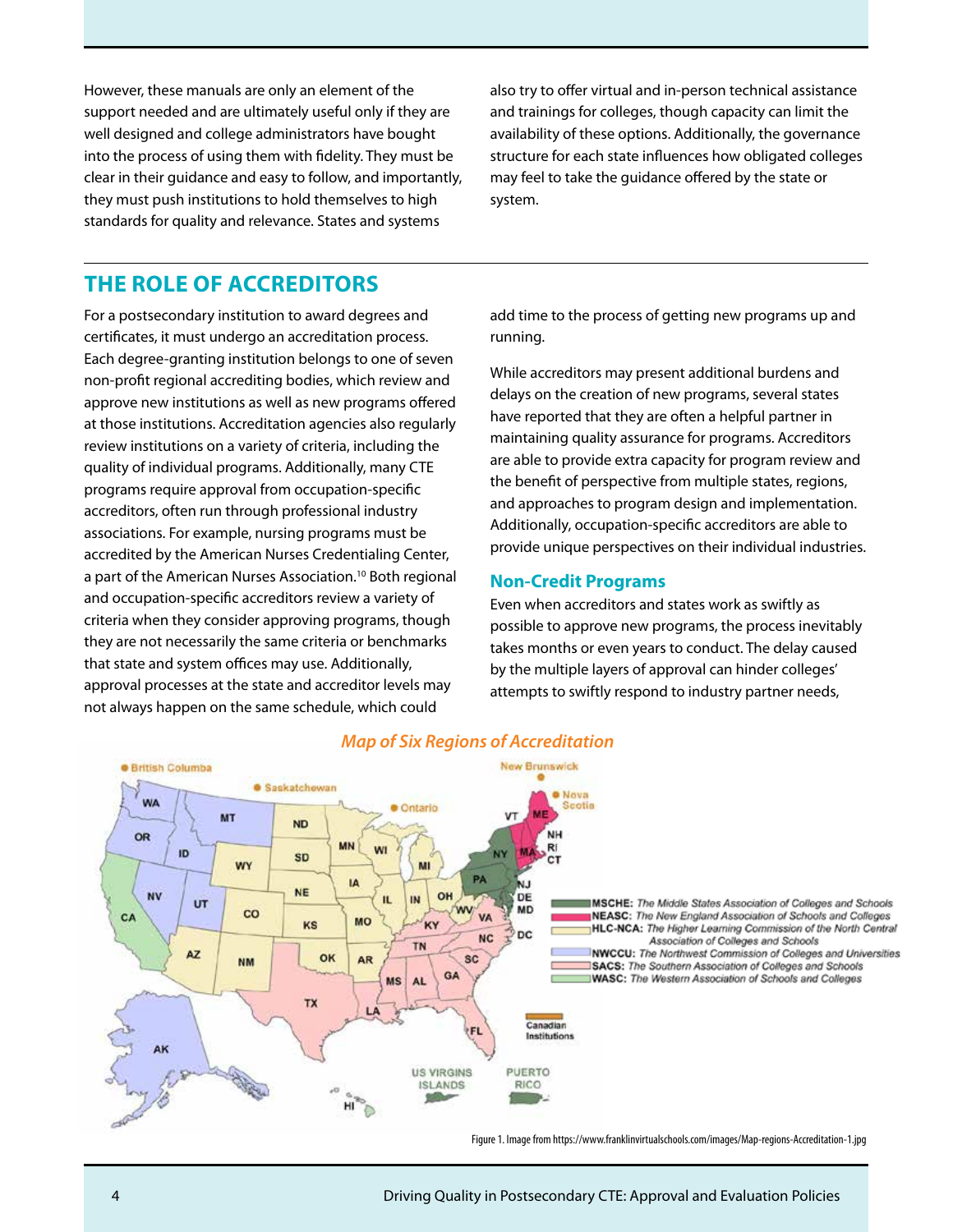However, these manuals are only an element of the support needed and are ultimately useful only if they are well designed and college administrators have bought into the process of using them with fidelity. They must be clear in their guidance and easy to follow, and importantly, they must push institutions to hold themselves to high standards for quality and relevance. States and systems also try to offer virtual and in-person technical assistance and trainings for colleges, though capacity can limit the availability of these options. Additionally, the governance structure for each state influences how obligated colleges may feel to take the guidance offered by the state or system.

## THE ROLE OF ACCREDITORS

For a postsecondary institution to award degrees and certificates, it must undergo an accreditation process. Each degree-granting institution belongs to one of seven non-profit regional accrediting bodies, which review and approve new institutions as well as new programs offered at those institutions. Accreditation agencies also regularly review institutions on a variety of criteria, including the quality of individual programs. Additionally, many CTE programs require approval from occupation-specific accreditors, often run through professional industry associations. For example, nursing programs must be accredited by the American Nurses Credentialing Center, a part of the American Nurses Association.[10] Both regional and occupation-specific accreditors review a variety of criteria when they consider approving programs, though they are not necessarily the same criteria or benchmarks that state and system offices may use. Additionally, approval processes at the state and accreditor levels may not always happen on the same schedule, which could add time to the process of getting new programs up and running.

While accreditors may present additional burdens and delays on the creation of new programs, several states have reported that they are often a helpful partner in maintaining quality assurance for programs. Accreditors are able to provide extra capacity for program review and the benefit of perspective from multiple states, regions, and approaches to program design and implementation. Additionally, occupation-specific accreditors are able to provide unique perspectives on their individual industries.

### Non-Credit Programs

Even when accreditors and states work as swiftly as possible to approve new programs, the process inevitably takes months or even years to conduct. The delay caused by the multiple layers of approval can hinder colleges' attempts to swiftly respond to industry partner needs,

***Map of Six Regions of Accreditation***

- **MSCHE:** *The Middle States Association of Colleges and Schools*
- **NEASC:** *The New England Association of Schools and Colleges*
- **HLC-NCA:** *The Higher Learning Commission of the North Central Association of Colleges and Schools*
- **NWCCU:** *The Northwest Commission of Colleges and Universities*
- **SACS:** *The Southern Association of Colleges and Schools*
- **WASC:** *The Western Association of Schools and Colleges*
- Canadian Institutions

Figure 1. Image from https://www.franklinvirtualschools.com/images/Map-regions-Accreditation-1.jpg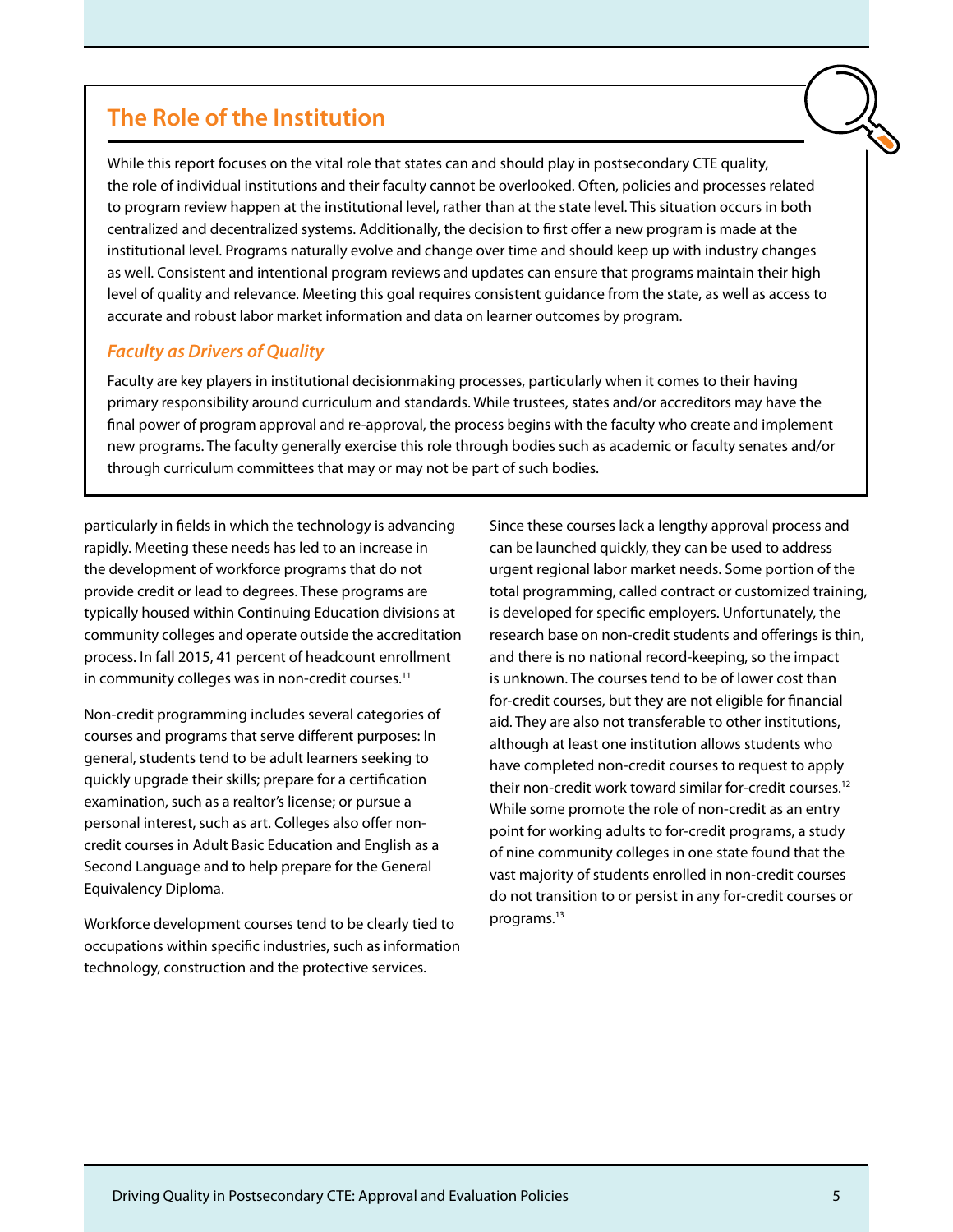## The Role of the Institution

While this report focuses on the vital role that states can and should play in postsecondary CTE quality, the role of individual institutions and their faculty cannot be overlooked. Often, policies and processes related to program review happen at the institutional level, rather than at the state level. This situation occurs in both centralized and decentralized systems. Additionally, the decision to first offer a new program is made at the institutional level. Programs naturally evolve and change over time and should keep up with industry changes as well. Consistent and intentional program reviews and updates can ensure that programs maintain their high level of quality and relevance. Meeting this goal requires consistent guidance from the state, as well as access to accurate and robust labor market information and data on learner outcomes by program.

### *Faculty as Drivers of Quality*

Faculty are key players in institutional decisionmaking processes, particularly when it comes to their having primary responsibility around curriculum and standards. While trustees, states and/or accreditors may have the final power of program approval and re-approval, the process begins with the faculty who create and implement new programs. The faculty generally exercise this role through bodies such as academic or faculty senates and/or through curriculum committees that may or may not be part of such bodies.

particularly in fields in which the technology is advancing rapidly. Meeting these needs has led to an increase in the development of workforce programs that do not provide credit or lead to degrees. These programs are typically housed within Continuing Education divisions at community colleges and operate outside the accreditation process. In fall 2015, 41 percent of headcount enrollment in community colleges was in non-credit courses.[11]

Non-credit programming includes several categories of courses and programs that serve different purposes: In general, students tend to be adult learners seeking to quickly upgrade their skills; prepare for a certification examination, such as a realtor's license; or pursue a personal interest, such as art. Colleges also offer non-credit courses in Adult Basic Education and English as a Second Language and to help prepare for the General Equivalency Diploma.

Workforce development courses tend to be clearly tied to occupations within specific industries, such as information technology, construction and the protective services. Since these courses lack a lengthy approval process and can be launched quickly, they can be used to address urgent regional labor market needs. Some portion of the total programming, called contract or customized training, is developed for specific employers. Unfortunately, the research base on non-credit students and offerings is thin, and there is no national record-keeping, so the impact is unknown. The courses tend to be of lower cost than for-credit courses, but they are not eligible for financial aid. They are also not transferable to other institutions, although at least one institution allows students who have completed non-credit courses to request to apply their non-credit work toward similar for-credit courses.[12] While some promote the role of non-credit as an entry point for working adults to for-credit programs, a study of nine community colleges in one state found that the vast majority of students enrolled in non-credit courses do not transition to or persist in any for-credit courses or programs.[13]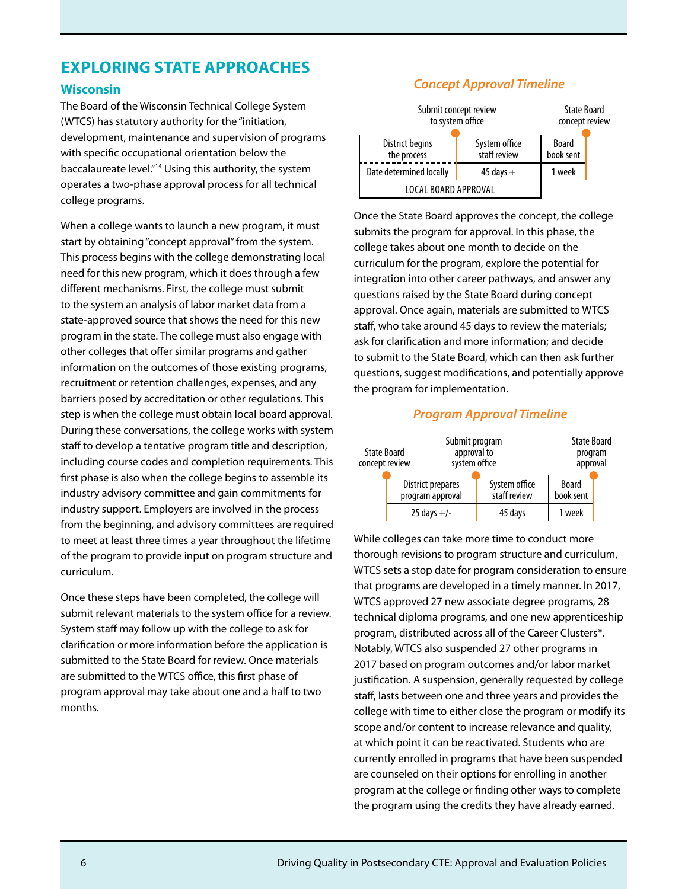## EXPLORING STATE APPROACHES

### Wisconsin

The Board of the Wisconsin Technical College System (WTCS) has statutory authority for the "initiation, development, maintenance and supervision of programs with specific occupational orientation below the baccalaureate level."[14] Using this authority, the system operates a two-phase approval process for all technical college programs.

When a college wants to launch a new program, it must start by obtaining "concept approval" from the system. This process begins with the college demonstrating local need for this new program, which it does through a few different mechanisms. First, the college must submit to the system an analysis of labor market data from a state-approved source that shows the need for this new program in the state. The college must also engage with other colleges that offer similar programs and gather information on the outcomes of those existing programs, recruitment or retention challenges, expenses, and any barriers posed by accreditation or other regulations. This step is when the college must obtain local board approval. During these conversations, the college works with system staff to develop a tentative program title and description, including course codes and completion requirements. This first phase is also when the college begins to assemble its industry advisory committee and gain commitments for industry support. Employers are involved in the process from the beginning, and advisory committees are required to meet at least three times a year throughout the lifetime of the program to provide input on program structure and curriculum.

Once these steps have been completed, the college will submit relevant materials to the system office for a review. System staff may follow up with the college to ask for clarification or more information before the application is submitted to the State Board for review. Once materials are submitted to the WTCS office, this first phase of program approval may take about one and a half to two months.

*Concept Approval Timeline*

| | Submit concept review to system office | State Board concept review |
|---|---|---|
| District begins the process | System office staff review | Board book sent |
| Date determined locally | 45 days + | 1 week |
| LOCAL BOARD APPROVAL | | |

Once the State Board approves the concept, the college submits the program for approval. In this phase, the college takes about one month to decide on the curriculum for the program, explore the potential for integration into other career pathways, and answer any questions raised by the State Board during concept approval. Once again, materials are submitted to WTCS staff, who take around 45 days to review the materials; ask for clarification and more information; and decide to submit to the State Board, which can then ask further questions, suggest modifications, and potentially approve the program for implementation.

*Program Approval Timeline*

| State Board concept review | Submit program approval to system office | State Board program approval |
|---|---|---|
| District prepares program approval | System office staff review | Board book sent |
| 25 days +/- | 45 days | 1 week |

While colleges can take more time to conduct more thorough revisions to program structure and curriculum, WTCS sets a stop date for program consideration to ensure that programs are developed in a timely manner. In 2017, WTCS approved 27 new associate degree programs, 28 technical diploma programs, and one new apprenticeship program, distributed across all of the Career Clusters®. Notably, WTCS also suspended 27 other programs in 2017 based on program outcomes and/or labor market justification. A suspension, generally requested by college staff, lasts between one and three years and provides the college with time to either close the program or modify its scope and/or content to increase relevance and quality, at which point it can be reactivated. Students who are currently enrolled in programs that have been suspended are counseled on their options for enrolling in another program at the college or finding other ways to complete the program using the credits they have already earned.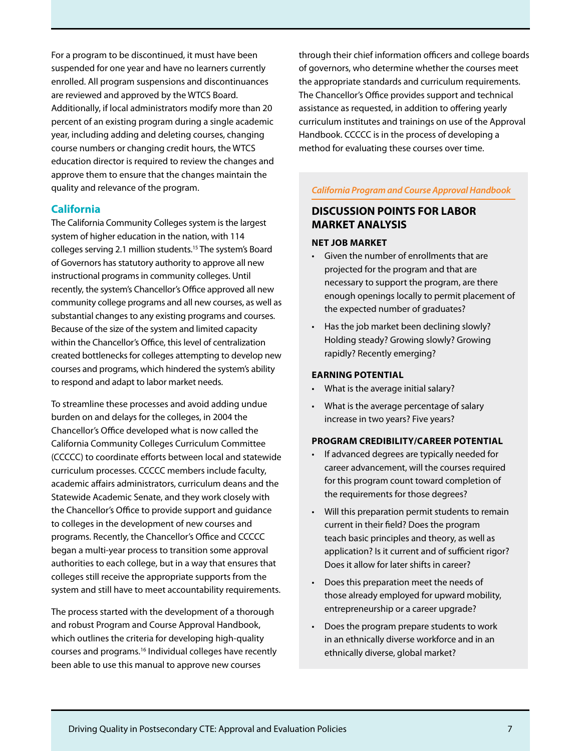For a program to be discontinued, it must have been suspended for one year and have no learners currently enrolled. All program suspensions and discontinuances are reviewed and approved by the WTCS Board. Additionally, if local administrators modify more than 20 percent of an existing program during a single academic year, including adding and deleting courses, changing course numbers or changing credit hours, the WTCS education director is required to review the changes and approve them to ensure that the changes maintain the quality and relevance of the program.

## California

The California Community Colleges system is the largest system of higher education in the nation, with 114 colleges serving 2.1 million students.[15] The system's Board of Governors has statutory authority to approve all new instructional programs in community colleges. Until recently, the system's Chancellor's Office approved all new community college programs and all new courses, as well as substantial changes to any existing programs and courses. Because of the size of the system and limited capacity within the Chancellor's Office, this level of centralization created bottlenecks for colleges attempting to develop new courses and programs, which hindered the system's ability to respond and adapt to labor market needs.

To streamline these processes and avoid adding undue burden on and delays for the colleges, in 2004 the Chancellor's Office developed what is now called the California Community Colleges Curriculum Committee (CCCCC) to coordinate efforts between local and statewide curriculum processes. CCCCC members include faculty, academic affairs administrators, curriculum deans and the Statewide Academic Senate, and they work closely with the Chancellor's Office to provide support and guidance to colleges in the development of new courses and programs. Recently, the Chancellor's Office and CCCCC began a multi-year process to transition some approval authorities to each college, but in a way that ensures that colleges still receive the appropriate supports from the system and still have to meet accountability requirements.

The process started with the development of a thorough and robust Program and Course Approval Handbook, which outlines the criteria for developing high-quality courses and programs.[16] Individual colleges have recently been able to use this manual to approve new courses through their chief information officers and college boards of governors, who determine whether the courses meet the appropriate standards and curriculum requirements. The Chancellor's Office provides support and technical assistance as requested, in addition to offering yearly curriculum institutes and trainings on use of the Approval Handbook. CCCCC is in the process of developing a method for evaluating these courses over time.

*California Program and Course Approval Handbook*

### DISCUSSION POINTS FOR LABOR MARKET ANALYSIS

**NET JOB MARKET**

- Given the number of enrollments that are projected for the program and that are necessary to support the program, are there enough openings locally to permit placement of the expected number of graduates?
- Has the job market been declining slowly? Holding steady? Growing slowly? Growing rapidly? Recently emerging?

**EARNING POTENTIAL**

- What is the average initial salary?
- What is the average percentage of salary increase in two years? Five years?

**PROGRAM CREDIBILITY/CAREER POTENTIAL**

- If advanced degrees are typically needed for career advancement, will the courses required for this program count toward completion of the requirements for those degrees?
- Will this preparation permit students to remain current in their field? Does the program teach basic principles and theory, as well as application? Is it current and of sufficient rigor? Does it allow for later shifts in career?
- Does this preparation meet the needs of those already employed for upward mobility, entrepreneurship or a career upgrade?
- Does the program prepare students to work in an ethnically diverse workforce and in an ethnically diverse, global market?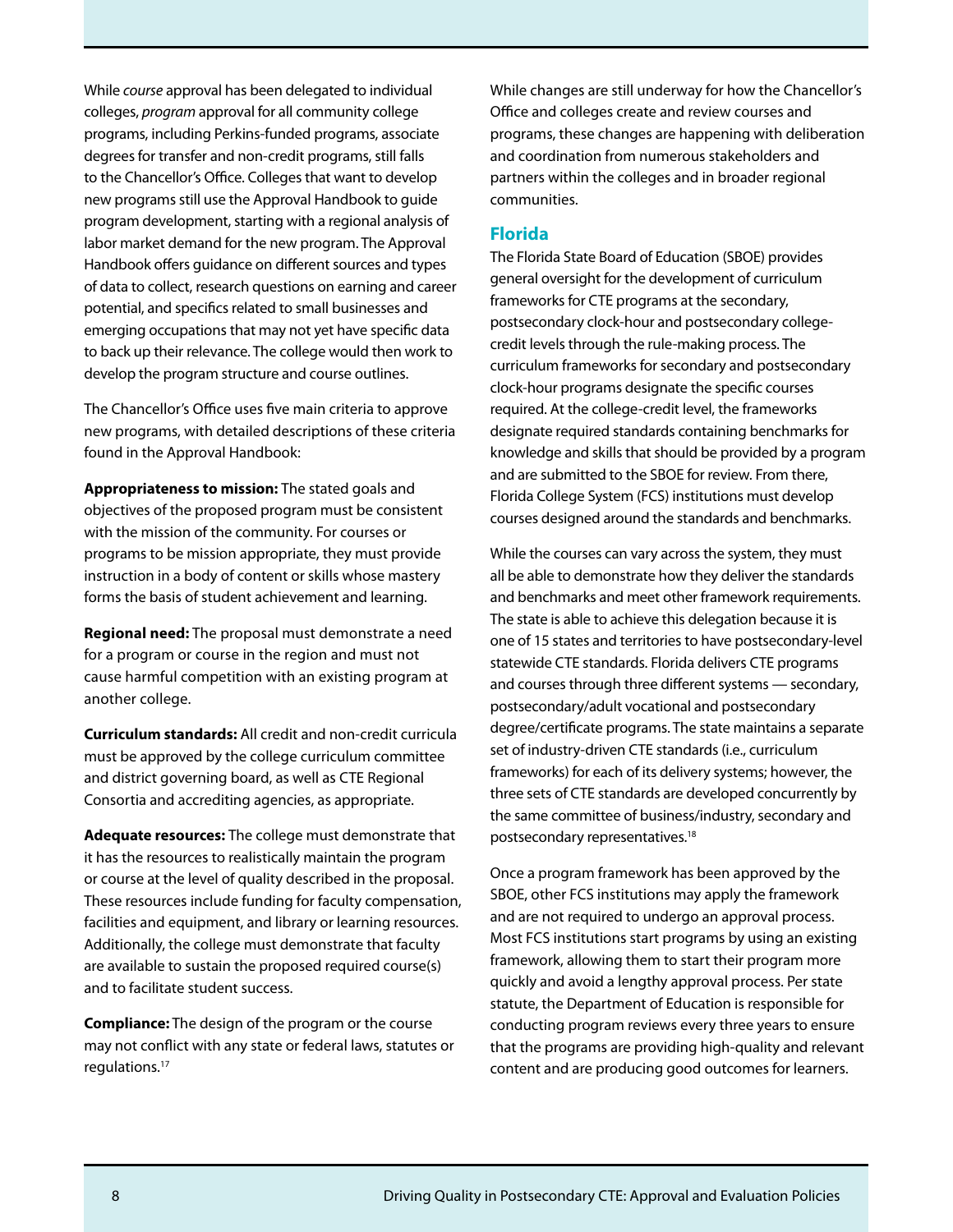While *course* approval has been delegated to individual colleges, *program* approval for all community college programs, including Perkins-funded programs, associate degrees for transfer and non-credit programs, still falls to the Chancellor's Office. Colleges that want to develop new programs still use the Approval Handbook to guide program development, starting with a regional analysis of labor market demand for the new program. The Approval Handbook offers guidance on different sources and types of data to collect, research questions on earning and career potential, and specifics related to small businesses and emerging occupations that may not yet have specific data to back up their relevance. The college would then work to develop the program structure and course outlines.

The Chancellor's Office uses five main criteria to approve new programs, with detailed descriptions of these criteria found in the Approval Handbook:

**Appropriateness to mission:** The stated goals and objectives of the proposed program must be consistent with the mission of the community. For courses or programs to be mission appropriate, they must provide instruction in a body of content or skills whose mastery forms the basis of student achievement and learning.

**Regional need:** The proposal must demonstrate a need for a program or course in the region and must not cause harmful competition with an existing program at another college.

**Curriculum standards:** All credit and non-credit curricula must be approved by the college curriculum committee and district governing board, as well as CTE Regional Consortia and accrediting agencies, as appropriate.

**Adequate resources:** The college must demonstrate that it has the resources to realistically maintain the program or course at the level of quality described in the proposal. These resources include funding for faculty compensation, facilities and equipment, and library or learning resources. Additionally, the college must demonstrate that faculty are available to sustain the proposed required course(s) and to facilitate student success.

**Compliance:** The design of the program or the course may not conflict with any state or federal laws, statutes or regulations.[17]

While changes are still underway for how the Chancellor's Office and colleges create and review courses and programs, these changes are happening with deliberation and coordination from numerous stakeholders and partners within the colleges and in broader regional communities.

## Florida

The Florida State Board of Education (SBOE) provides general oversight for the development of curriculum frameworks for CTE programs at the secondary, postsecondary clock-hour and postsecondary college-credit levels through the rule-making process. The curriculum frameworks for secondary and postsecondary clock-hour programs designate the specific courses required. At the college-credit level, the frameworks designate required standards containing benchmarks for knowledge and skills that should be provided by a program and are submitted to the SBOE for review. From there, Florida College System (FCS) institutions must develop courses designed around the standards and benchmarks.

While the courses can vary across the system, they must all be able to demonstrate how they deliver the standards and benchmarks and meet other framework requirements. The state is able to achieve this delegation because it is one of 15 states and territories to have postsecondary-level statewide CTE standards. Florida delivers CTE programs and courses through three different systems — secondary, postsecondary/adult vocational and postsecondary degree/certificate programs. The state maintains a separate set of industry-driven CTE standards (i.e., curriculum frameworks) for each of its delivery systems; however, the three sets of CTE standards are developed concurrently by the same committee of business/industry, secondary and postsecondary representatives.[18]

Once a program framework has been approved by the SBOE, other FCS institutions may apply the framework and are not required to undergo an approval process. Most FCS institutions start programs by using an existing framework, allowing them to start their program more quickly and avoid a lengthy approval process. Per state statute, the Department of Education is responsible for conducting program reviews every three years to ensure that the programs are providing high-quality and relevant content and are producing good outcomes for learners.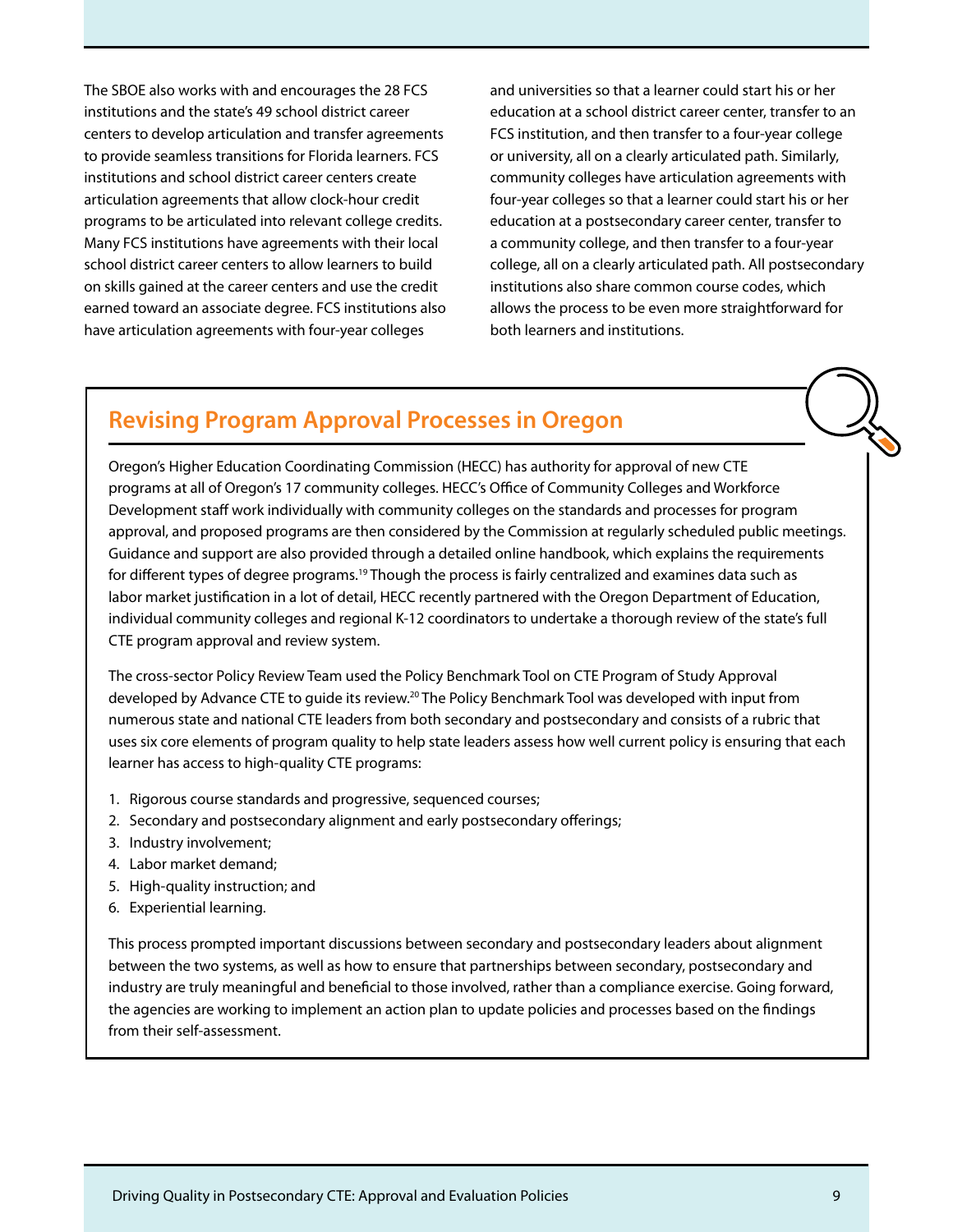The SBOE also works with and encourages the 28 FCS institutions and the state's 49 school district career centers to develop articulation and transfer agreements to provide seamless transitions for Florida learners. FCS institutions and school district career centers create articulation agreements that allow clock-hour credit programs to be articulated into relevant college credits. Many FCS institutions have agreements with their local school district career centers to allow learners to build on skills gained at the career centers and use the credit earned toward an associate degree. FCS institutions also have articulation agreements with four-year colleges and universities so that a learner could start his or her education at a school district career center, transfer to an FCS institution, and then transfer to a four-year college or university, all on a clearly articulated path. Similarly, community colleges have articulation agreements with four-year colleges so that a learner could start his or her education at a postsecondary career center, transfer to a community college, and then transfer to a four-year college, all on a clearly articulated path. All postsecondary institutions also share common course codes, which allows the process to be even more straightforward for both learners and institutions.

## Revising Program Approval Processes in Oregon

Oregon's Higher Education Coordinating Commission (HECC) has authority for approval of new CTE programs at all of Oregon's 17 community colleges. HECC's Office of Community Colleges and Workforce Development staff work individually with community colleges on the standards and processes for program approval, and proposed programs are then considered by the Commission at regularly scheduled public meetings. Guidance and support are also provided through a detailed online handbook, which explains the requirements for different types of degree programs.[19] Though the process is fairly centralized and examines data such as labor market justification in a lot of detail, HECC recently partnered with the Oregon Department of Education, individual community colleges and regional K-12 coordinators to undertake a thorough review of the state's full CTE program approval and review system.

The cross-sector Policy Review Team used the Policy Benchmark Tool on CTE Program of Study Approval developed by Advance CTE to guide its review.[20] The Policy Benchmark Tool was developed with input from numerous state and national CTE leaders from both secondary and postsecondary and consists of a rubric that uses six core elements of program quality to help state leaders assess how well current policy is ensuring that each learner has access to high-quality CTE programs:

1. Rigorous course standards and progressive, sequenced courses;
2. Secondary and postsecondary alignment and early postsecondary offerings;
3. Industry involvement;
4. Labor market demand;
5. High-quality instruction; and
6. Experiential learning.

This process prompted important discussions between secondary and postsecondary leaders about alignment between the two systems, as well as how to ensure that partnerships between secondary, postsecondary and industry are truly meaningful and beneficial to those involved, rather than a compliance exercise. Going forward, the agencies are working to implement an action plan to update policies and processes based on the findings from their self-assessment.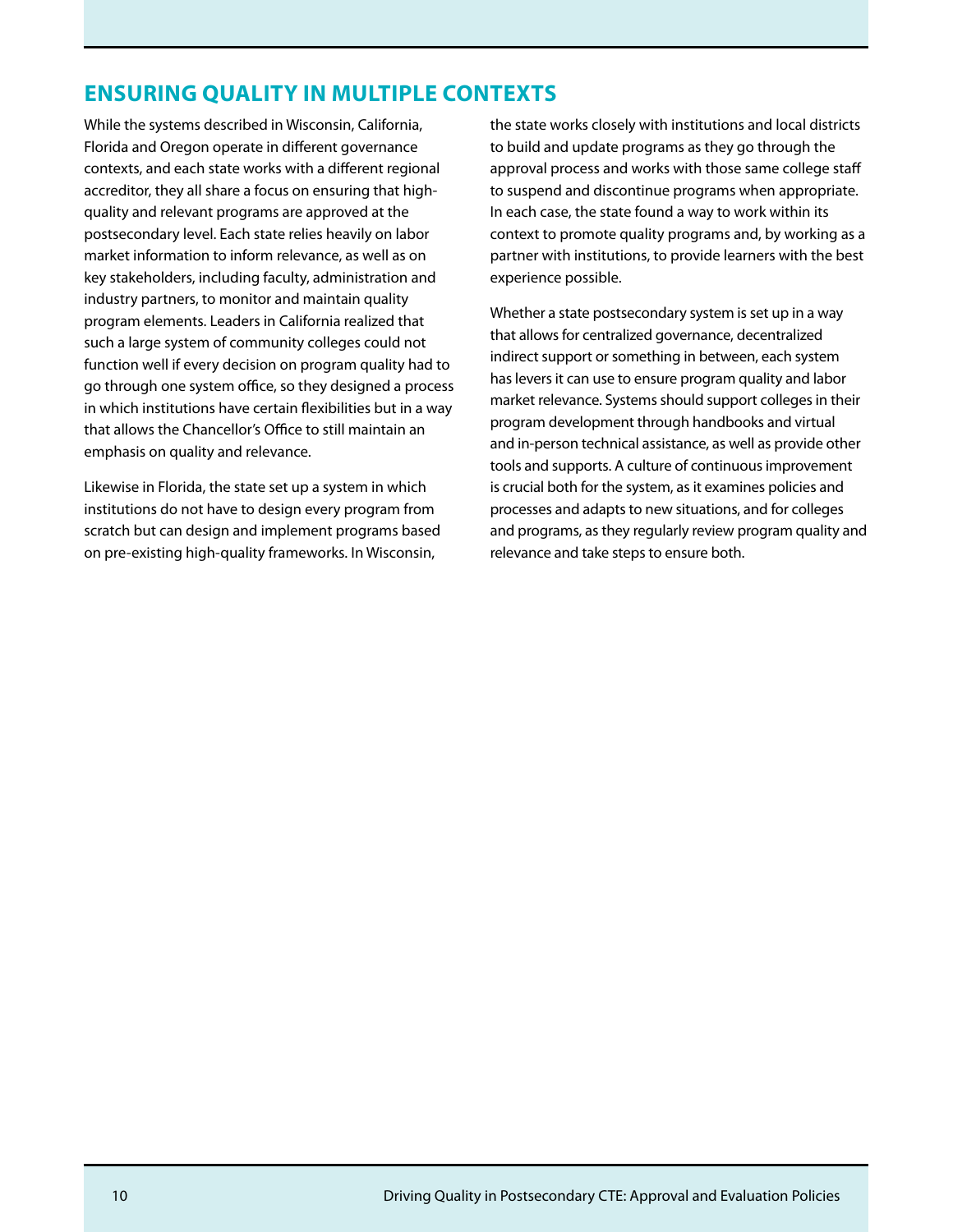## ENSURING QUALITY IN MULTIPLE CONTEXTS

While the systems described in Wisconsin, California, Florida and Oregon operate in different governance contexts, and each state works with a different regional accreditor, they all share a focus on ensuring that high-quality and relevant programs are approved at the postsecondary level. Each state relies heavily on labor market information to inform relevance, as well as on key stakeholders, including faculty, administration and industry partners, to monitor and maintain quality program elements. Leaders in California realized that such a large system of community colleges could not function well if every decision on program quality had to go through one system office, so they designed a process in which institutions have certain flexibilities but in a way that allows the Chancellor's Office to still maintain an emphasis on quality and relevance.

Likewise in Florida, the state set up a system in which institutions do not have to design every program from scratch but can design and implement programs based on pre-existing high-quality frameworks. In Wisconsin, the state works closely with institutions and local districts to build and update programs as they go through the approval process and works with those same college staff to suspend and discontinue programs when appropriate. In each case, the state found a way to work within its context to promote quality programs and, by working as a partner with institutions, to provide learners with the best experience possible.

Whether a state postsecondary system is set up in a way that allows for centralized governance, decentralized indirect support or something in between, each system has levers it can use to ensure program quality and labor market relevance. Systems should support colleges in their program development through handbooks and virtual and in-person technical assistance, as well as provide other tools and supports. A culture of continuous improvement is crucial both for the system, as it examines policies and processes and adapts to new situations, and for colleges and programs, as they regularly review program quality and relevance and take steps to ensure both.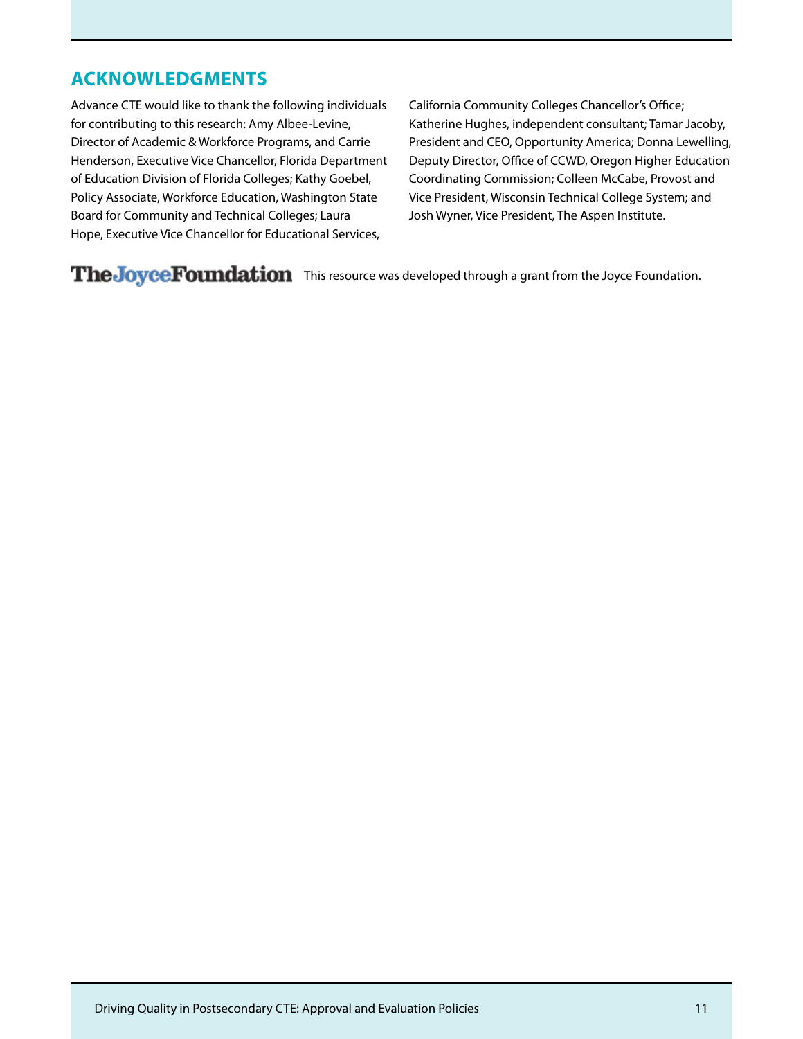## ACKNOWLEDGMENTS

Advance CTE would like to thank the following individuals for contributing to this research: Amy Albee-Levine, Director of Academic & Workforce Programs, and Carrie Henderson, Executive Vice Chancellor, Florida Department of Education Division of Florida Colleges; Kathy Goebel, Policy Associate, Workforce Education, Washington State Board for Community and Technical Colleges; Laura Hope, Executive Vice Chancellor for Educational Services, California Community Colleges Chancellor's Office; Katherine Hughes, independent consultant; Tamar Jacoby, President and CEO, Opportunity America; Donna Lewelling, Deputy Director, Office of CCWD, Oregon Higher Education Coordinating Commission; Colleen McCabe, Provost and Vice President, Wisconsin Technical College System; and Josh Wyner, Vice President, The Aspen Institute.

The Joyce Foundation — This resource was developed through a grant from the Joyce Foundation.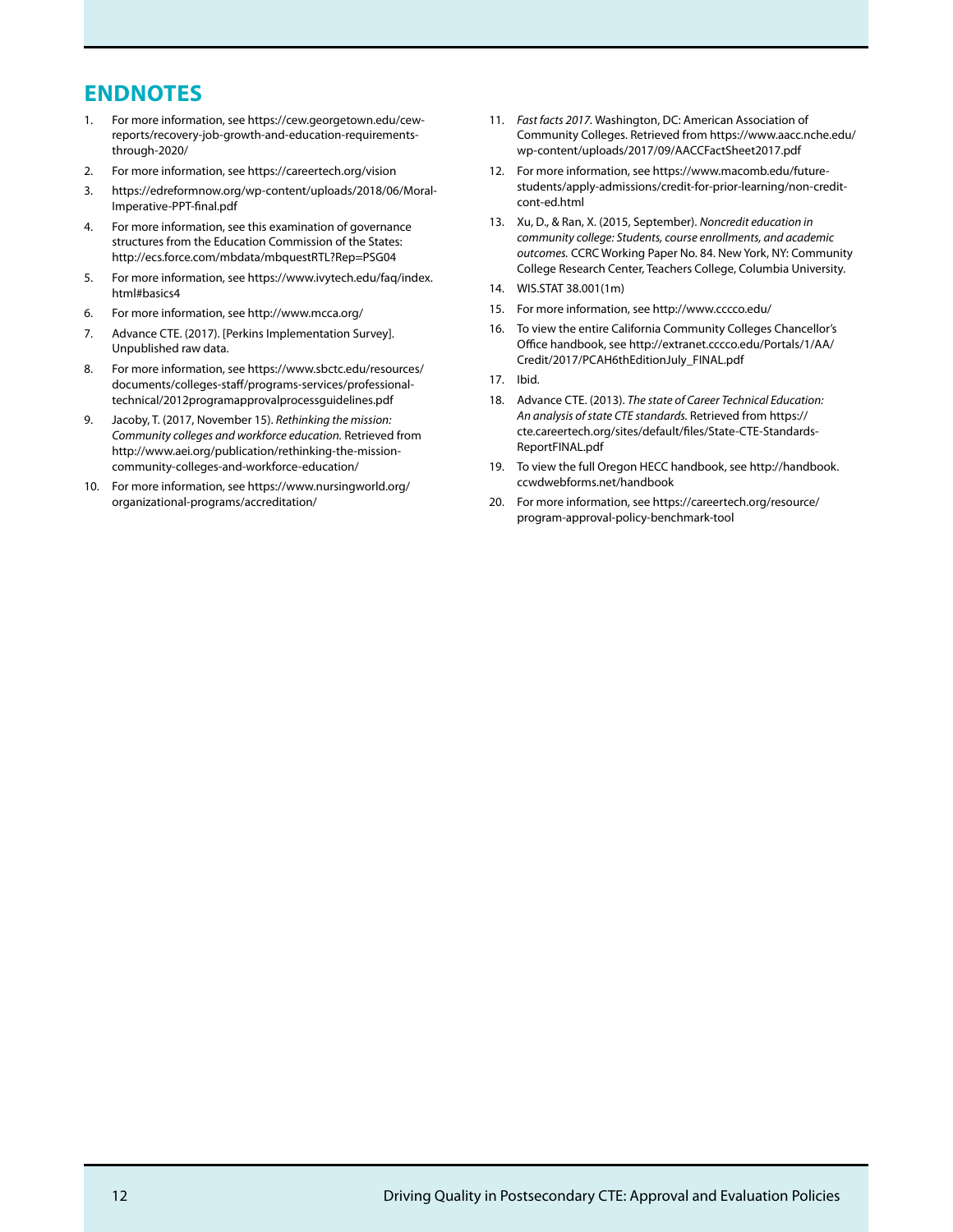## ENDNOTES

1. For more information, see https://cew.georgetown.edu/cew-reports/recovery-job-growth-and-education-requirements-through-2020/
2. For more information, see https://careertech.org/vision
3. https://edreformnow.org/wp-content/uploads/2018/06/Moral-Imperative-PPT-final.pdf
4. For more information, see this examination of governance structures from the Education Commission of the States: http://ecs.force.com/mbdata/mbquestRTL?Rep=PSG04
5. For more information, see https://www.ivytech.edu/faq/index.html#basics4
6. For more information, see http://www.mcca.org/
7. Advance CTE. (2017). [Perkins Implementation Survey]. Unpublished raw data.
8. For more information, see https://www.sbctc.edu/resources/documents/colleges-staff/programs-services/professional-technical/2012programapprovalprocessguidelines.pdf
9. Jacoby, T. (2017, November 15). *Rethinking the mission: Community colleges and workforce education.* Retrieved from http://www.aei.org/publication/rethinking-the-mission-community-colleges-and-workforce-education/
10. For more information, see https://www.nursingworld.org/organizational-programs/accreditation/
11. *Fast facts 2017*. Washington, DC: American Association of Community Colleges. Retrieved from https://www.aacc.nche.edu/wp-content/uploads/2017/09/AACCFactSheet2017.pdf
12. For more information, see https://www.macomb.edu/future-students/apply-admissions/credit-for-prior-learning/non-credit-cont-ed.html
13. Xu, D., & Ran, X. (2015, September). *Noncredit education in community college: Students, course enrollments, and academic outcomes.* CCRC Working Paper No. 84. New York, NY: Community College Research Center, Teachers College, Columbia University.
14. WIS.STAT 38.001(1m)
15. For more information, see http://www.cccco.edu/
16. To view the entire California Community Colleges Chancellor's Office handbook, see http://extranet.cccco.edu/Portals/1/AA/Credit/2017/PCAH6thEditionJuly_FINAL.pdf
17. Ibid.
18. Advance CTE. (2013). *The state of Career Technical Education: An analysis of state CTE standards.* Retrieved from https://cte.careertech.org/sites/default/files/State-CTE-Standards-ReportFINAL.pdf
19. To view the full Oregon HECC handbook, see http://handbook.ccwdwebforms.net/handbook
20. For more information, see https://careertech.org/resource/program-approval-policy-benchmark-tool